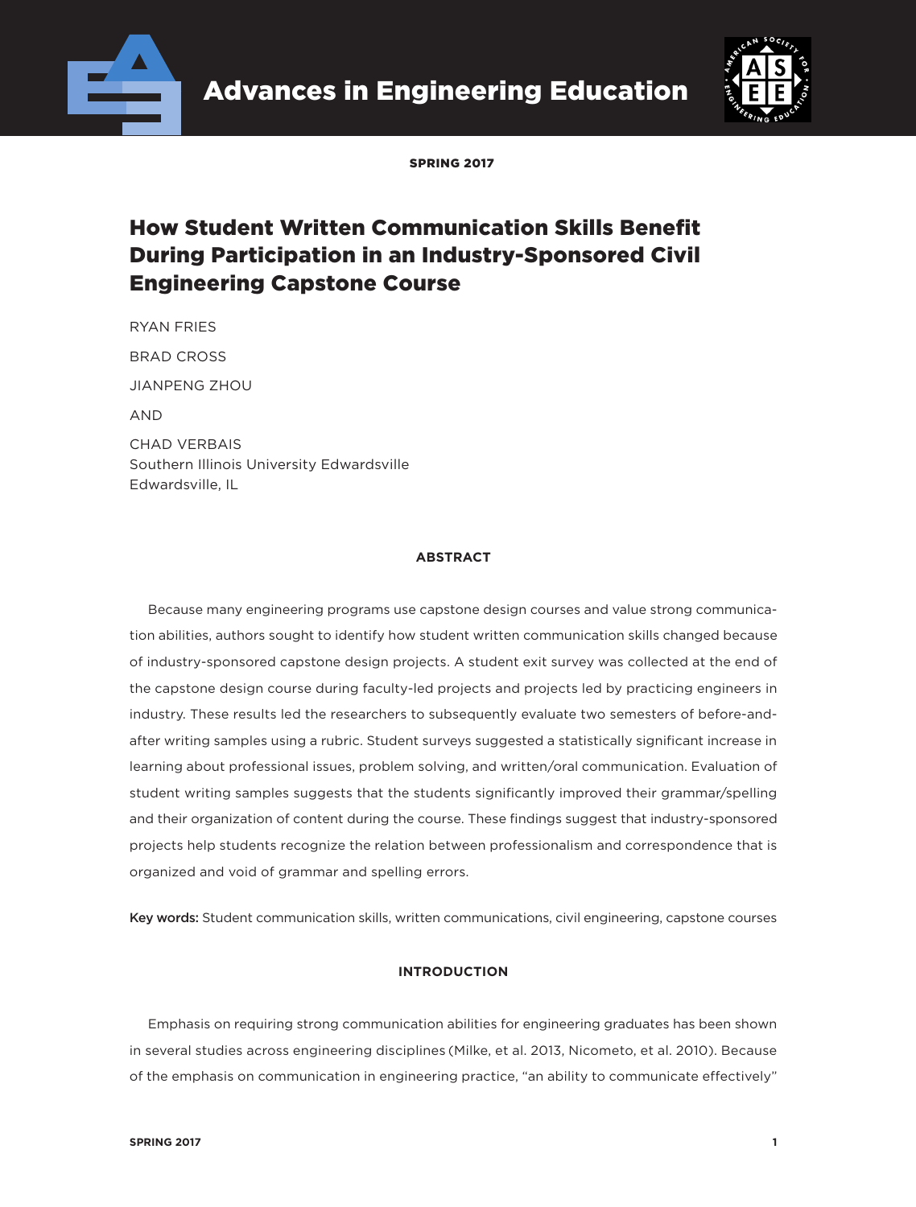SPRING 2017

# How Student Written Communication Skills Benefit During Participation in an Industry-Sponsored Civil Engineering Capstone Course

RYAN FRIES

BRAD CROSS

JIANPENG ZHOU

AND

CHAD VERBAIS
Southern Illinois University Edwardsville
Edwardsville, IL

## ABSTRACT

Because many engineering programs use capstone design courses and value strong communication abilities, authors sought to identify how student written communication skills changed because of industry-sponsored capstone design projects. A student exit survey was collected at the end of the capstone design course during faculty-led projects and projects led by practicing engineers in industry. These results led the researchers to subsequently evaluate two semesters of before-and-after writing samples using a rubric. Student surveys suggested a statistically significant increase in learning about professional issues, problem solving, and written/oral communication. Evaluation of student writing samples suggests that the students significantly improved their grammar/spelling and their organization of content during the course. These findings suggest that industry-sponsored projects help students recognize the relation between professionalism and correspondence that is organized and void of grammar and spelling errors.

**Key words:** Student communication skills, written communications, civil engineering, capstone courses

## INTRODUCTION

Emphasis on requiring strong communication abilities for engineering graduates has been shown in several studies across engineering disciplines (Milke, et al. 2013, Nicometo, et al. 2010). Because of the emphasis on communication in engineering practice, "an ability to communicate effectively"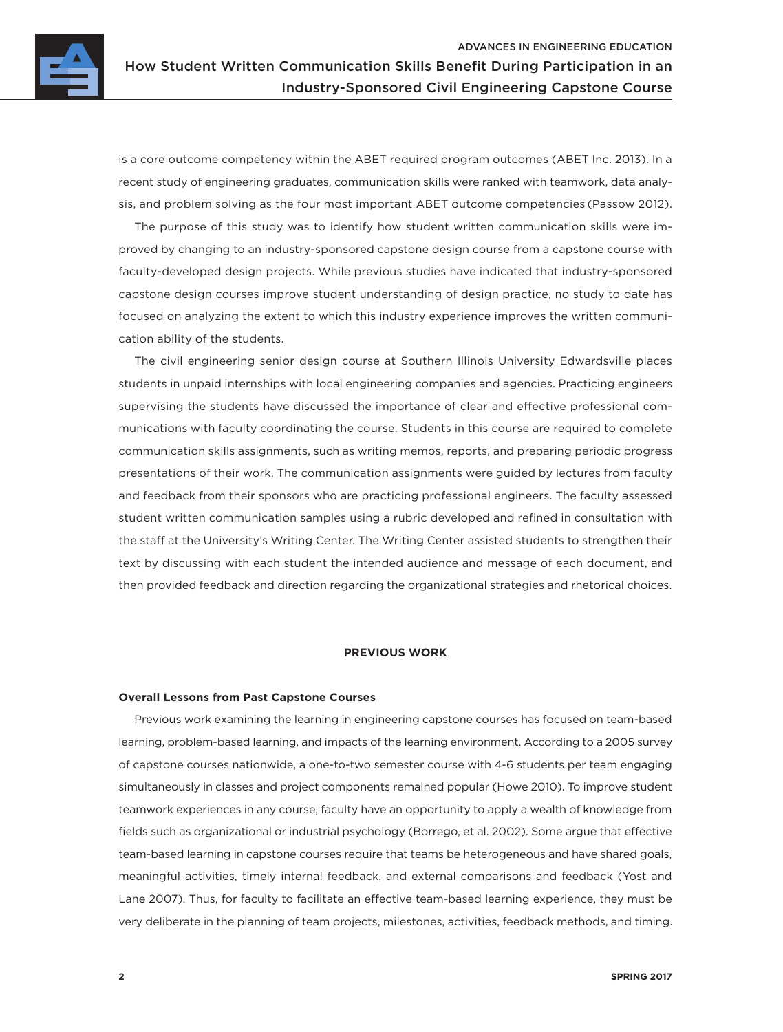is a core outcome competency within the ABET required program outcomes (ABET Inc. 2013). In a recent study of engineering graduates, communication skills were ranked with teamwork, data analysis, and problem solving as the four most important ABET outcome competencies (Passow 2012).

The purpose of this study was to identify how student written communication skills were improved by changing to an industry-sponsored capstone design course from a capstone course with faculty-developed design projects. While previous studies have indicated that industry-sponsored capstone design courses improve student understanding of design practice, no study to date has focused on analyzing the extent to which this industry experience improves the written communication ability of the students.

The civil engineering senior design course at Southern Illinois University Edwardsville places students in unpaid internships with local engineering companies and agencies. Practicing engineers supervising the students have discussed the importance of clear and effective professional communications with faculty coordinating the course. Students in this course are required to complete communication skills assignments, such as writing memos, reports, and preparing periodic progress presentations of their work. The communication assignments were guided by lectures from faculty and feedback from their sponsors who are practicing professional engineers. The faculty assessed student written communication samples using a rubric developed and refined in consultation with the staff at the University's Writing Center. The Writing Center assisted students to strengthen their text by discussing with each student the intended audience and message of each document, and then provided feedback and direction regarding the organizational strategies and rhetorical choices.

## PREVIOUS WORK

### Overall Lessons from Past Capstone Courses

Previous work examining the learning in engineering capstone courses has focused on team-based learning, problem-based learning, and impacts of the learning environment. According to a 2005 survey of capstone courses nationwide, a one-to-two semester course with 4-6 students per team engaging simultaneously in classes and project components remained popular (Howe 2010). To improve student teamwork experiences in any course, faculty have an opportunity to apply a wealth of knowledge from fields such as organizational or industrial psychology (Borrego, et al. 2002). Some argue that effective team-based learning in capstone courses require that teams be heterogeneous and have shared goals, meaningful activities, timely internal feedback, and external comparisons and feedback (Yost and Lane 2007). Thus, for faculty to facilitate an effective team-based learning experience, they must be very deliberate in the planning of team projects, milestones, activities, feedback methods, and timing.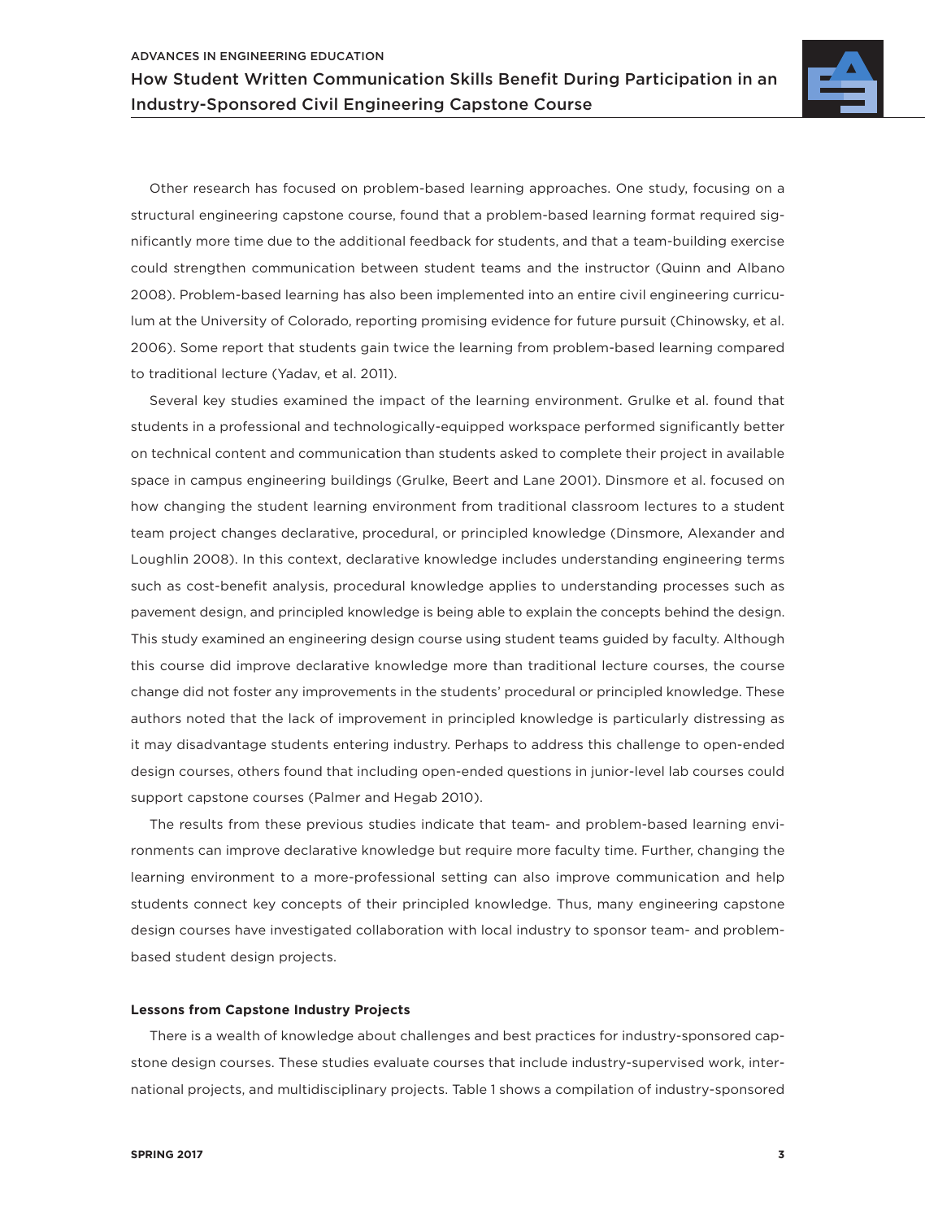Other research has focused on problem-based learning approaches. One study, focusing on a structural engineering capstone course, found that a problem-based learning format required significantly more time due to the additional feedback for students, and that a team-building exercise could strengthen communication between student teams and the instructor (Quinn and Albano 2008). Problem-based learning has also been implemented into an entire civil engineering curriculum at the University of Colorado, reporting promising evidence for future pursuit (Chinowsky, et al. 2006). Some report that students gain twice the learning from problem-based learning compared to traditional lecture (Yadav, et al. 2011).

Several key studies examined the impact of the learning environment. Grulke et al. found that students in a professional and technologically-equipped workspace performed significantly better on technical content and communication than students asked to complete their project in available space in campus engineering buildings (Grulke, Beert and Lane 2001). Dinsmore et al. focused on how changing the student learning environment from traditional classroom lectures to a student team project changes declarative, procedural, or principled knowledge (Dinsmore, Alexander and Loughlin 2008). In this context, declarative knowledge includes understanding engineering terms such as cost-benefit analysis, procedural knowledge applies to understanding processes such as pavement design, and principled knowledge is being able to explain the concepts behind the design. This study examined an engineering design course using student teams guided by faculty. Although this course did improve declarative knowledge more than traditional lecture courses, the course change did not foster any improvements in the students' procedural or principled knowledge. These authors noted that the lack of improvement in principled knowledge is particularly distressing as it may disadvantage students entering industry. Perhaps to address this challenge to open-ended design courses, others found that including open-ended questions in junior-level lab courses could support capstone courses (Palmer and Hegab 2010).

The results from these previous studies indicate that team- and problem-based learning environments can improve declarative knowledge but require more faculty time. Further, changing the learning environment to a more-professional setting can also improve communication and help students connect key concepts of their principled knowledge. Thus, many engineering capstone design courses have investigated collaboration with local industry to sponsor team- and problem-based student design projects.

**Lessons from Capstone Industry Projects**

There is a wealth of knowledge about challenges and best practices for industry-sponsored capstone design courses. These studies evaluate courses that include industry-supervised work, international projects, and multidisciplinary projects. Table 1 shows a compilation of industry-sponsored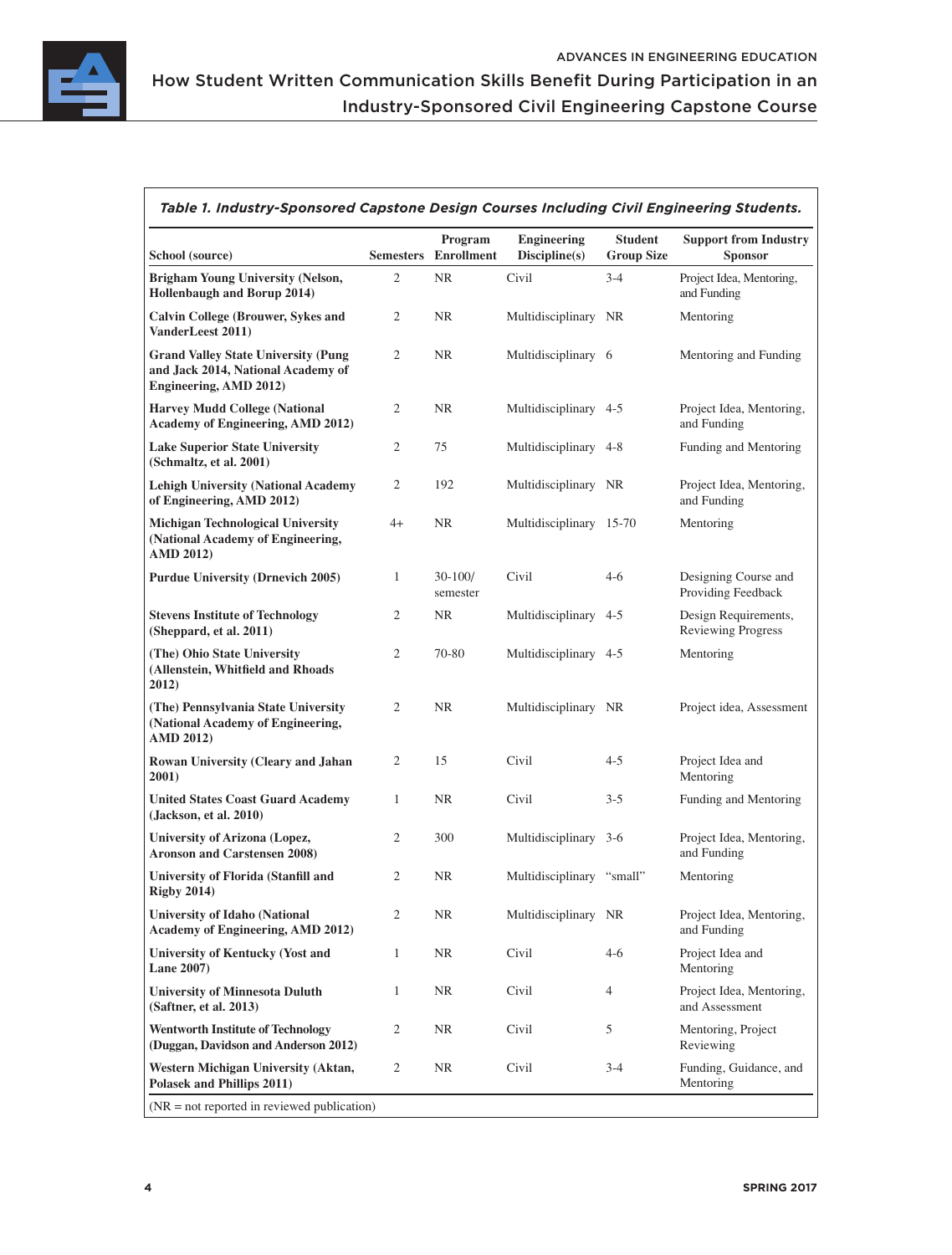***Table 1. Industry-Sponsored Capstone Design Courses Including Civil Engineering Students.***

| School (source) | Semesters | Program Enrollment | Engineering Discipline(s) | Student Group Size | Support from Industry Sponsor |
|---|---|---|---|---|---|
| **Brigham Young University (Nelson, Hollenbaugh and Borup 2014)** | 2 | NR | Civil | 3-4 | Project Idea, Mentoring, and Funding |
| **Calvin College (Brouwer, Sykes and VanderLeest 2011)** | 2 | NR | Multidisciplinary | NR | Mentoring |
| **Grand Valley State University (Pung and Jack 2014, National Academy of Engineering, AMD 2012)** | 2 | NR | Multidisciplinary | 6 | Mentoring and Funding |
| **Harvey Mudd College (National Academy of Engineering, AMD 2012)** | 2 | NR | Multidisciplinary | 4-5 | Project Idea, Mentoring, and Funding |
| **Lake Superior State University (Schmaltz, et al. 2001)** | 2 | 75 | Multidisciplinary | 4-8 | Funding and Mentoring |
| **Lehigh University (National Academy of Engineering, AMD 2012)** | 2 | 192 | Multidisciplinary | NR | Project Idea, Mentoring, and Funding |
| **Michigan Technological University (National Academy of Engineering, AMD 2012)** | 4+ | NR | Multidisciplinary | 15-70 | Mentoring |
| **Purdue University (Drnevich 2005)** | 1 | 30-100/ semester | Civil | 4-6 | Designing Course and Providing Feedback |
| **Stevens Institute of Technology (Sheppard, et al. 2011)** | 2 | NR | Multidisciplinary | 4-5 | Design Requirements, Reviewing Progress |
| **(The) Ohio State University (Allenstein, Whitfield and Rhoads 2012)** | 2 | 70-80 | Multidisciplinary | 4-5 | Mentoring |
| **(The) Pennsylvania State University (National Academy of Engineering, AMD 2012)** | 2 | NR | Multidisciplinary | NR | Project idea, Assessment |
| **Rowan University (Cleary and Jahan 2001)** | 2 | 15 | Civil | 4-5 | Project Idea and Mentoring |
| **United States Coast Guard Academy (Jackson, et al. 2010)** | 1 | NR | Civil | 3-5 | Funding and Mentoring |
| **University of Arizona (Lopez, Aronson and Carstensen 2008)** | 2 | 300 | Multidisciplinary | 3-6 | Project Idea, Mentoring, and Funding |
| **University of Florida (Stanfill and Rigby 2014)** | 2 | NR | Multidisciplinary | "small" | Mentoring |
| **University of Idaho (National Academy of Engineering, AMD 2012)** | 2 | NR | Multidisciplinary | NR | Project Idea, Mentoring, and Funding |
| **University of Kentucky (Yost and Lane 2007)** | 1 | NR | Civil | 4-6 | Project Idea and Mentoring |
| **University of Minnesota Duluth (Saftner, et al. 2013)** | 1 | NR | Civil | 4 | Project Idea, Mentoring, and Assessment |
| **Wentworth Institute of Technology (Duggan, Davidson and Anderson 2012)** | 2 | NR | Civil | 5 | Mentoring, Project Reviewing |
| **Western Michigan University (Aktan, Polasek and Phillips 2011)** | 2 | NR | Civil | 3-4 | Funding, Guidance, and Mentoring |

(NR = not reported in reviewed publication)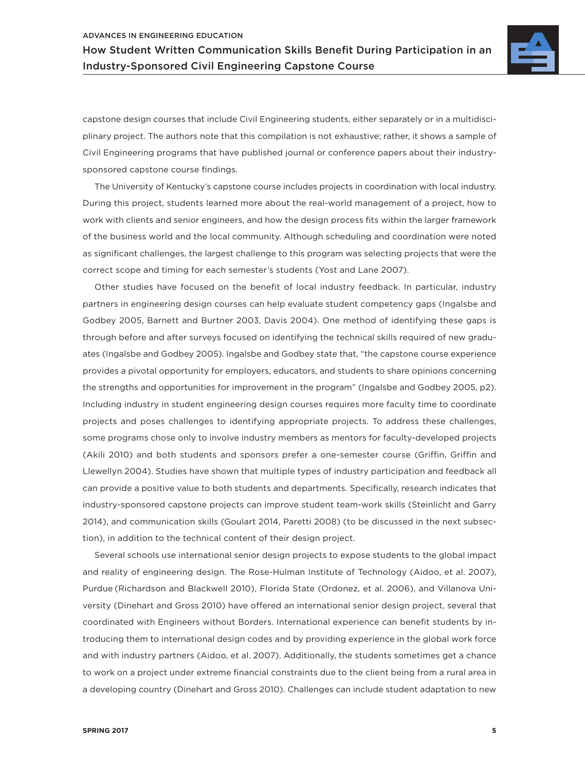capstone design courses that include Civil Engineering students, either separately or in a multidisciplinary project. The authors note that this compilation is not exhaustive; rather, it shows a sample of Civil Engineering programs that have published journal or conference papers about their industry-sponsored capstone course findings.

The University of Kentucky's capstone course includes projects in coordination with local industry. During this project, students learned more about the real-world management of a project, how to work with clients and senior engineers, and how the design process fits within the larger framework of the business world and the local community. Although scheduling and coordination were noted as significant challenges, the largest challenge to this program was selecting projects that were the correct scope and timing for each semester's students (Yost and Lane 2007).

Other studies have focused on the benefit of local industry feedback. In particular, industry partners in engineering design courses can help evaluate student competency gaps (Ingalsbe and Godbey 2005, Barnett and Burtner 2003, Davis 2004). One method of identifying these gaps is through before and after surveys focused on identifying the technical skills required of new graduates (Ingalsbe and Godbey 2005). Ingalsbe and Godbey state that, "the capstone course experience provides a pivotal opportunity for employers, educators, and students to share opinions concerning the strengths and opportunities for improvement in the program" (Ingalsbe and Godbey 2005, p2). Including industry in student engineering design courses requires more faculty time to coordinate projects and poses challenges to identifying appropriate projects. To address these challenges, some programs chose only to involve industry members as mentors for faculty-developed projects (Akili 2010) and both students and sponsors prefer a one-semester course (Griffin, Griffin and Llewellyn 2004). Studies have shown that multiple types of industry participation and feedback all can provide a positive value to both students and departments. Specifically, research indicates that industry-sponsored capstone projects can improve student team-work skills (Steinlicht and Garry 2014), and communication skills (Goulart 2014, Paretti 2008) (to be discussed in the next subsection), in addition to the technical content of their design project.

Several schools use international senior design projects to expose students to the global impact and reality of engineering design. The Rose-Hulman Institute of Technology (Aidoo, et al. 2007), Purdue (Richardson and Blackwell 2010), Florida State (Ordonez, et al. 2006), and Villanova University (Dinehart and Gross 2010) have offered an international senior design project, several that coordinated with Engineers without Borders. International experience can benefit students by introducing them to international design codes and by providing experience in the global work force and with industry partners (Aidoo, et al. 2007). Additionally, the students sometimes get a chance to work on a project under extreme financial constraints due to the client being from a rural area in a developing country (Dinehart and Gross 2010). Challenges can include student adaptation to new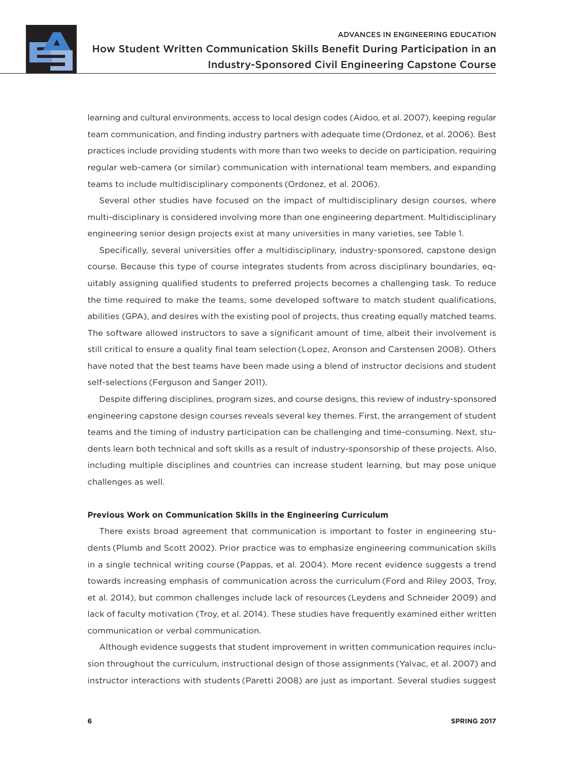learning and cultural environments, access to local design codes (Aidoo, et al. 2007), keeping regular team communication, and finding industry partners with adequate time (Ordonez, et al. 2006). Best practices include providing students with more than two weeks to decide on participation, requiring regular web-camera (or similar) communication with international team members, and expanding teams to include multidisciplinary components (Ordonez, et al. 2006).

Several other studies have focused on the impact of multidisciplinary design courses, where multi-disciplinary is considered involving more than one engineering department. Multidisciplinary engineering senior design projects exist at many universities in many varieties, see Table 1.

Specifically, several universities offer a multidisciplinary, industry-sponsored, capstone design course. Because this type of course integrates students from across disciplinary boundaries, equitably assigning qualified students to preferred projects becomes a challenging task. To reduce the time required to make the teams, some developed software to match student qualifications, abilities (GPA), and desires with the existing pool of projects, thus creating equally matched teams. The software allowed instructors to save a significant amount of time, albeit their involvement is still critical to ensure a quality final team selection (Lopez, Aronson and Carstensen 2008). Others have noted that the best teams have been made using a blend of instructor decisions and student self-selections (Ferguson and Sanger 2011).

Despite differing disciplines, program sizes, and course designs, this review of industry-sponsored engineering capstone design courses reveals several key themes. First, the arrangement of student teams and the timing of industry participation can be challenging and time-consuming. Next, students learn both technical and soft skills as a result of industry-sponsorship of these projects. Also, including multiple disciplines and countries can increase student learning, but may pose unique challenges as well.

### Previous Work on Communication Skills in the Engineering Curriculum

There exists broad agreement that communication is important to foster in engineering students (Plumb and Scott 2002). Prior practice was to emphasize engineering communication skills in a single technical writing course (Pappas, et al. 2004). More recent evidence suggests a trend towards increasing emphasis of communication across the curriculum (Ford and Riley 2003, Troy, et al. 2014), but common challenges include lack of resources (Leydens and Schneider 2009) and lack of faculty motivation (Troy, et al. 2014). These studies have frequently examined either written communication or verbal communication.

Although evidence suggests that student improvement in written communication requires inclusion throughout the curriculum, instructional design of those assignments (Yalvac, et al. 2007) and instructor interactions with students (Paretti 2008) are just as important. Several studies suggest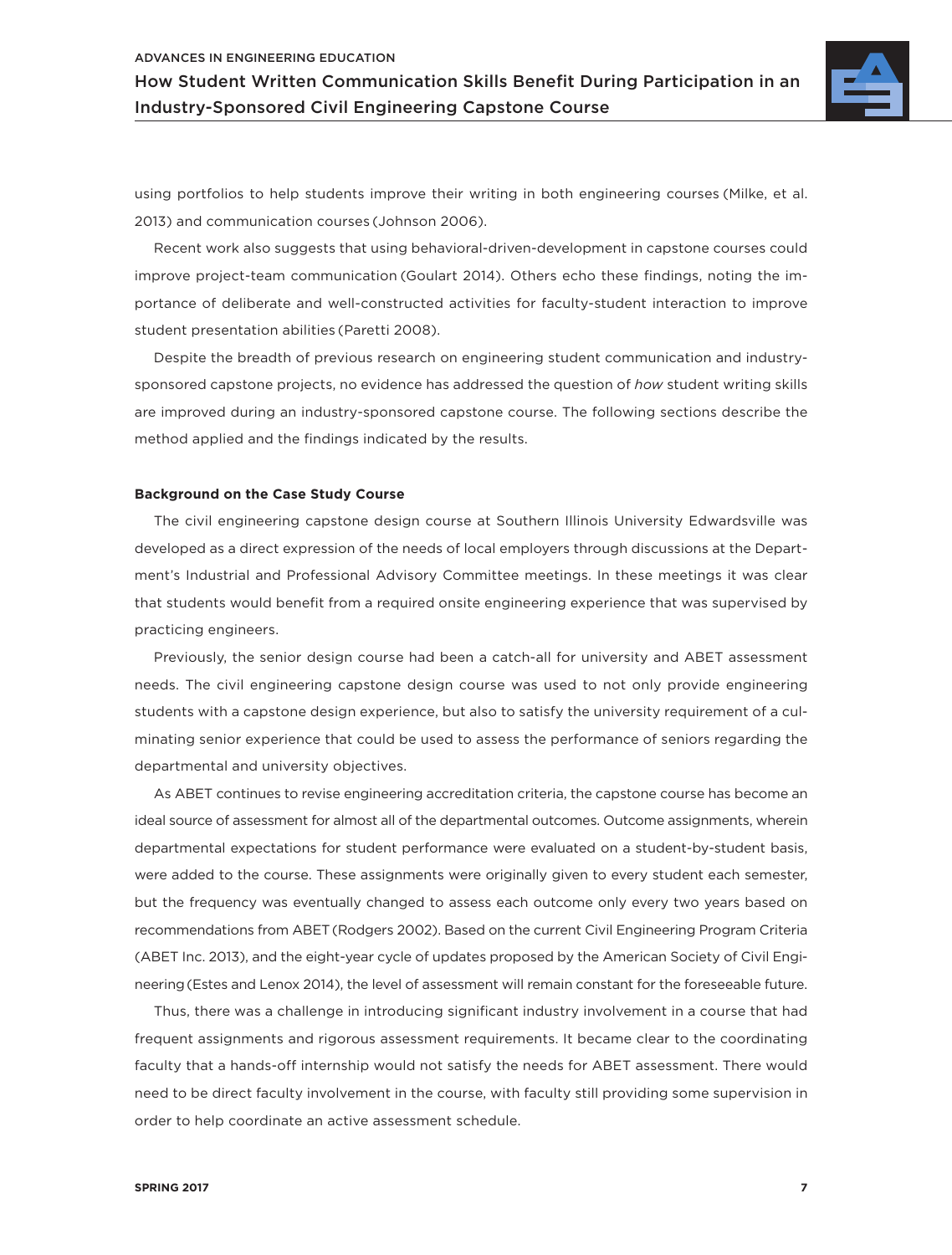using portfolios to help students improve their writing in both engineering courses (Milke, et al. 2013) and communication courses (Johnson 2006).

Recent work also suggests that using behavioral-driven-development in capstone courses could improve project-team communication (Goulart 2014). Others echo these findings, noting the importance of deliberate and well-constructed activities for faculty-student interaction to improve student presentation abilities (Paretti 2008).

Despite the breadth of previous research on engineering student communication and industry-sponsored capstone projects, no evidence has addressed the question of *how* student writing skills are improved during an industry-sponsored capstone course. The following sections describe the method applied and the findings indicated by the results.

**Background on the Case Study Course**

The civil engineering capstone design course at Southern Illinois University Edwardsville was developed as a direct expression of the needs of local employers through discussions at the Department's Industrial and Professional Advisory Committee meetings. In these meetings it was clear that students would benefit from a required onsite engineering experience that was supervised by practicing engineers.

Previously, the senior design course had been a catch-all for university and ABET assessment needs. The civil engineering capstone design course was used to not only provide engineering students with a capstone design experience, but also to satisfy the university requirement of a culminating senior experience that could be used to assess the performance of seniors regarding the departmental and university objectives.

As ABET continues to revise engineering accreditation criteria, the capstone course has become an ideal source of assessment for almost all of the departmental outcomes. Outcome assignments, wherein departmental expectations for student performance were evaluated on a student-by-student basis, were added to the course. These assignments were originally given to every student each semester, but the frequency was eventually changed to assess each outcome only every two years based on recommendations from ABET (Rodgers 2002). Based on the current Civil Engineering Program Criteria (ABET Inc. 2013), and the eight-year cycle of updates proposed by the American Society of Civil Engineering (Estes and Lenox 2014), the level of assessment will remain constant for the foreseeable future.

Thus, there was a challenge in introducing significant industry involvement in a course that had frequent assignments and rigorous assessment requirements. It became clear to the coordinating faculty that a hands-off internship would not satisfy the needs for ABET assessment. There would need to be direct faculty involvement in the course, with faculty still providing some supervision in order to help coordinate an active assessment schedule.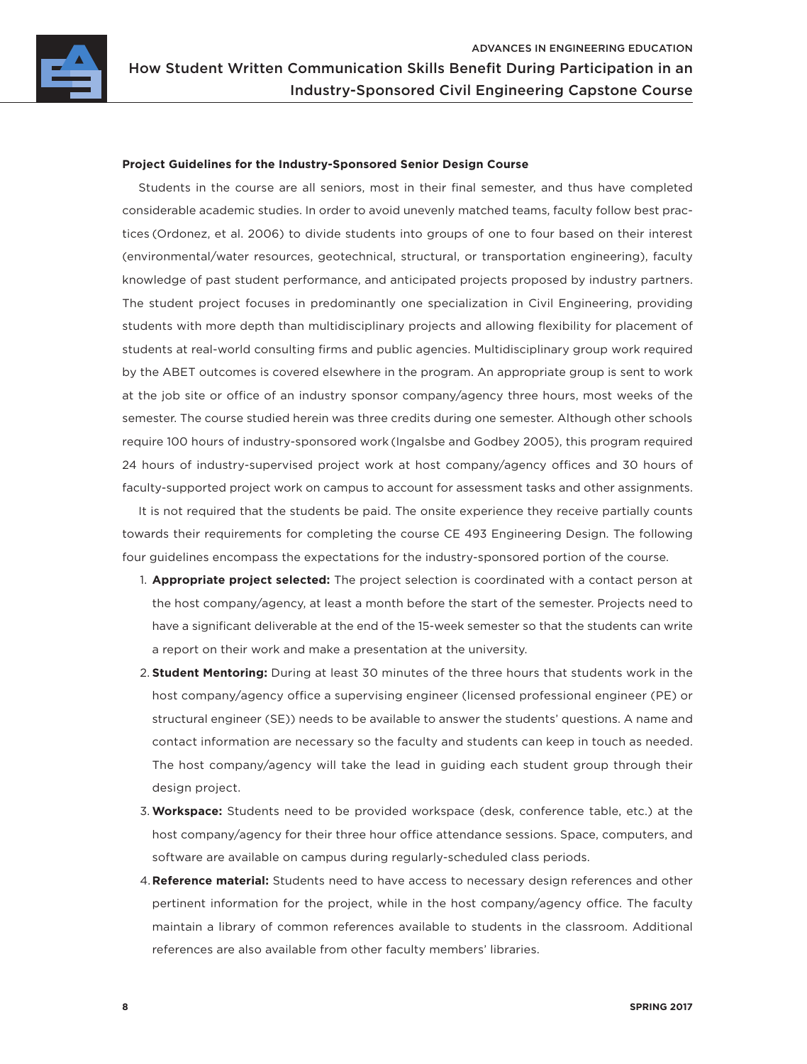**Project Guidelines for the Industry-Sponsored Senior Design Course**

Students in the course are all seniors, most in their final semester, and thus have completed considerable academic studies. In order to avoid unevenly matched teams, faculty follow best practices (Ordonez, et al. 2006) to divide students into groups of one to four based on their interest (environmental/water resources, geotechnical, structural, or transportation engineering), faculty knowledge of past student performance, and anticipated projects proposed by industry partners. The student project focuses in predominantly one specialization in Civil Engineering, providing students with more depth than multidisciplinary projects and allowing flexibility for placement of students at real-world consulting firms and public agencies. Multidisciplinary group work required by the ABET outcomes is covered elsewhere in the program. An appropriate group is sent to work at the job site or office of an industry sponsor company/agency three hours, most weeks of the semester. The course studied herein was three credits during one semester. Although other schools require 100 hours of industry-sponsored work (Ingalsbe and Godbey 2005), this program required 24 hours of industry-supervised project work at host company/agency offices and 30 hours of faculty-supported project work on campus to account for assessment tasks and other assignments.

It is not required that the students be paid. The onsite experience they receive partially counts towards their requirements for completing the course CE 493 Engineering Design. The following four guidelines encompass the expectations for the industry-sponsored portion of the course.

1. **Appropriate project selected:** The project selection is coordinated with a contact person at the host company/agency, at least a month before the start of the semester. Projects need to have a significant deliverable at the end of the 15-week semester so that the students can write a report on their work and make a presentation at the university.
2. **Student Mentoring:** During at least 30 minutes of the three hours that students work in the host company/agency office a supervising engineer (licensed professional engineer (PE) or structural engineer (SE)) needs to be available to answer the students' questions. A name and contact information are necessary so the faculty and students can keep in touch as needed. The host company/agency will take the lead in guiding each student group through their design project.
3. **Workspace:** Students need to be provided workspace (desk, conference table, etc.) at the host company/agency for their three hour office attendance sessions. Space, computers, and software are available on campus during regularly-scheduled class periods.
4. **Reference material:** Students need to have access to necessary design references and other pertinent information for the project, while in the host company/agency office. The faculty maintain a library of common references available to students in the classroom. Additional references are also available from other faculty members' libraries.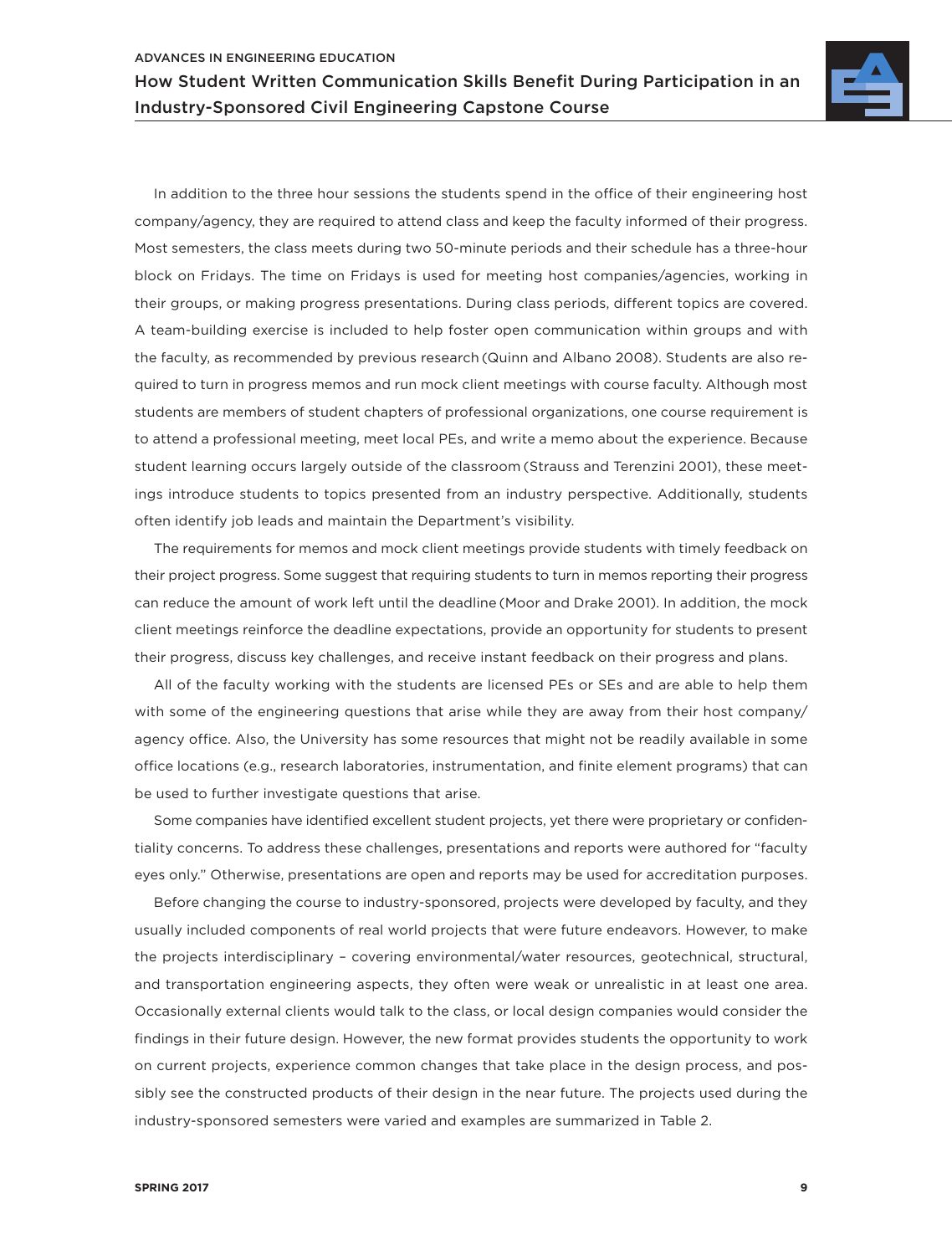In addition to the three hour sessions the students spend in the office of their engineering host company/agency, they are required to attend class and keep the faculty informed of their progress. Most semesters, the class meets during two 50-minute periods and their schedule has a three-hour block on Fridays. The time on Fridays is used for meeting host companies/agencies, working in their groups, or making progress presentations. During class periods, different topics are covered. A team-building exercise is included to help foster open communication within groups and with the faculty, as recommended by previous research (Quinn and Albano 2008). Students are also required to turn in progress memos and run mock client meetings with course faculty. Although most students are members of student chapters of professional organizations, one course requirement is to attend a professional meeting, meet local PEs, and write a memo about the experience. Because student learning occurs largely outside of the classroom (Strauss and Terenzini 2001), these meetings introduce students to topics presented from an industry perspective. Additionally, students often identify job leads and maintain the Department's visibility.

The requirements for memos and mock client meetings provide students with timely feedback on their project progress. Some suggest that requiring students to turn in memos reporting their progress can reduce the amount of work left until the deadline (Moor and Drake 2001). In addition, the mock client meetings reinforce the deadline expectations, provide an opportunity for students to present their progress, discuss key challenges, and receive instant feedback on their progress and plans.

All of the faculty working with the students are licensed PEs or SEs and are able to help them with some of the engineering questions that arise while they are away from their host company/agency office. Also, the University has some resources that might not be readily available in some office locations (e.g., research laboratories, instrumentation, and finite element programs) that can be used to further investigate questions that arise.

Some companies have identified excellent student projects, yet there were proprietary or confidentiality concerns. To address these challenges, presentations and reports were authored for "faculty eyes only." Otherwise, presentations are open and reports may be used for accreditation purposes.

Before changing the course to industry-sponsored, projects were developed by faculty, and they usually included components of real world projects that were future endeavors. However, to make the projects interdisciplinary – covering environmental/water resources, geotechnical, structural, and transportation engineering aspects, they often were weak or unrealistic in at least one area. Occasionally external clients would talk to the class, or local design companies would consider the findings in their future design. However, the new format provides students the opportunity to work on current projects, experience common changes that take place in the design process, and possibly see the constructed products of their design in the near future. The projects used during the industry-sponsored semesters were varied and examples are summarized in Table 2.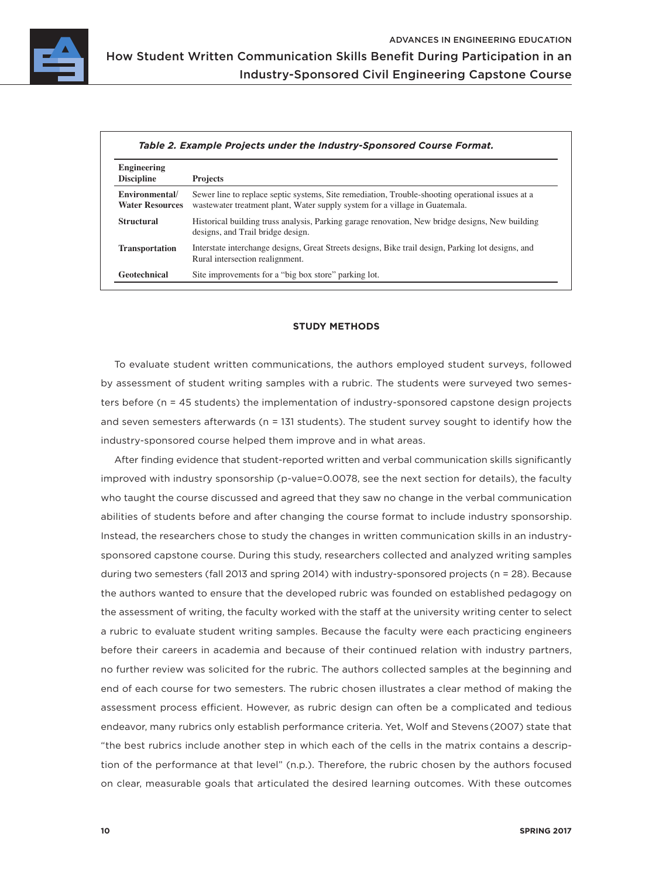*Table 2. Example Projects under the Industry-Sponsored Course Format.*

| Engineering Discipline | Projects |
|---|---|
| **Environmental/ Water Resources** | Sewer line to replace septic systems, Site remediation, Trouble-shooting operational issues at a wastewater treatment plant, Water supply system for a village in Guatemala. |
| **Structural** | Historical building truss analysis, Parking garage renovation, New bridge designs, New building designs, and Trail bridge design. |
| **Transportation** | Interstate interchange designs, Great Streets designs, Bike trail design, Parking lot designs, and Rural intersection realignment. |
| **Geotechnical** | Site improvements for a "big box store" parking lot. |

## STUDY METHODS

To evaluate student written communications, the authors employed student surveys, followed by assessment of student writing samples with a rubric. The students were surveyed two semesters before (n = 45 students) the implementation of industry-sponsored capstone design projects and seven semesters afterwards (n = 131 students). The student survey sought to identify how the industry-sponsored course helped them improve and in what areas.

After finding evidence that student-reported written and verbal communication skills significantly improved with industry sponsorship (p-value=0.0078, see the next section for details), the faculty who taught the course discussed and agreed that they saw no change in the verbal communication abilities of students before and after changing the course format to include industry sponsorship. Instead, the researchers chose to study the changes in written communication skills in an industry-sponsored capstone course. During this study, researchers collected and analyzed writing samples during two semesters (fall 2013 and spring 2014) with industry-sponsored projects (n = 28). Because the authors wanted to ensure that the developed rubric was founded on established pedagogy on the assessment of writing, the faculty worked with the staff at the university writing center to select a rubric to evaluate student writing samples. Because the faculty were each practicing engineers before their careers in academia and because of their continued relation with industry partners, no further review was solicited for the rubric. The authors collected samples at the beginning and end of each course for two semesters. The rubric chosen illustrates a clear method of making the assessment process efficient. However, as rubric design can often be a complicated and tedious endeavor, many rubrics only establish performance criteria. Yet, Wolf and Stevens (2007) state that "the best rubrics include another step in which each of the cells in the matrix contains a description of the performance at that level" (n.p.). Therefore, the rubric chosen by the authors focused on clear, measurable goals that articulated the desired learning outcomes. With these outcomes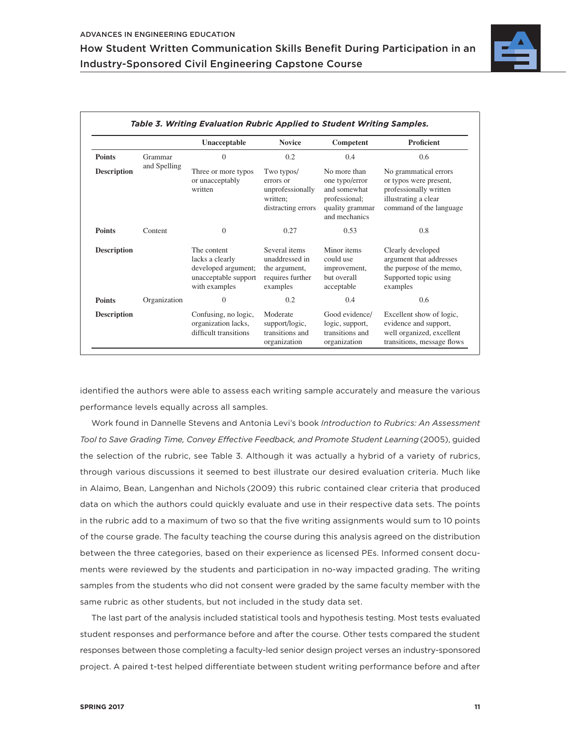*Table 3. Writing Evaluation Rubric Applied to Student Writing Samples.*

| | | Unacceptable | Novice | Competent | Proficient |
|---|---|---|---|---|---|
| **Points** | Grammar and Spelling | 0 | 0.2 | 0.4 | 0.6 |
| **Description** | | Three or more typos or unacceptably written | Two typos/ errors or unprofessionally written; distracting errors | No more than one typo/error and somewhat professional; quality grammar and mechanics | No grammatical errors or typos were present, professionally written illustrating a clear command of the language |
| **Points** | Content | 0 | 0.27 | 0.53 | 0.8 |
| **Description** | | The content lacks a clearly developed argument; unacceptable support with examples | Several items unaddressed in the argument, requires further examples | Minor items could use improvement, but overall acceptable | Clearly developed argument that addresses the purpose of the memo, Supported topic using examples |
| **Points** | Organization | 0 | 0.2 | 0.4 | 0.6 |
| **Description** | | Confusing, no logic, organization lacks, difficult transitions | Moderate support/logic, transitions and organization | Good evidence/ logic, support, transitions and organization | Excellent show of logic, evidence and support, well organized, excellent transitions, message flows |

identified the authors were able to assess each writing sample accurately and measure the various performance levels equally across all samples.

Work found in Dannelle Stevens and Antonia Levi's book *Introduction to Rubrics: An Assessment Tool to Save Grading Time, Convey Effective Feedback, and Promote Student Learning* (2005), guided the selection of the rubric, see Table 3. Although it was actually a hybrid of a variety of rubrics, through various discussions it seemed to best illustrate our desired evaluation criteria. Much like in Alaimo, Bean, Langenhan and Nichols (2009) this rubric contained clear criteria that produced data on which the authors could quickly evaluate and use in their respective data sets. The points in the rubric add to a maximum of two so that the five writing assignments would sum to 10 points of the course grade. The faculty teaching the course during this analysis agreed on the distribution between the three categories, based on their experience as licensed PEs. Informed consent documents were reviewed by the students and participation in no-way impacted grading. The writing samples from the students who did not consent were graded by the same faculty member with the same rubric as other students, but not included in the study data set.

The last part of the analysis included statistical tools and hypothesis testing. Most tests evaluated student responses and performance before and after the course. Other tests compared the student responses between those completing a faculty-led senior design project verses an industry-sponsored project. A paired t-test helped differentiate between student writing performance before and after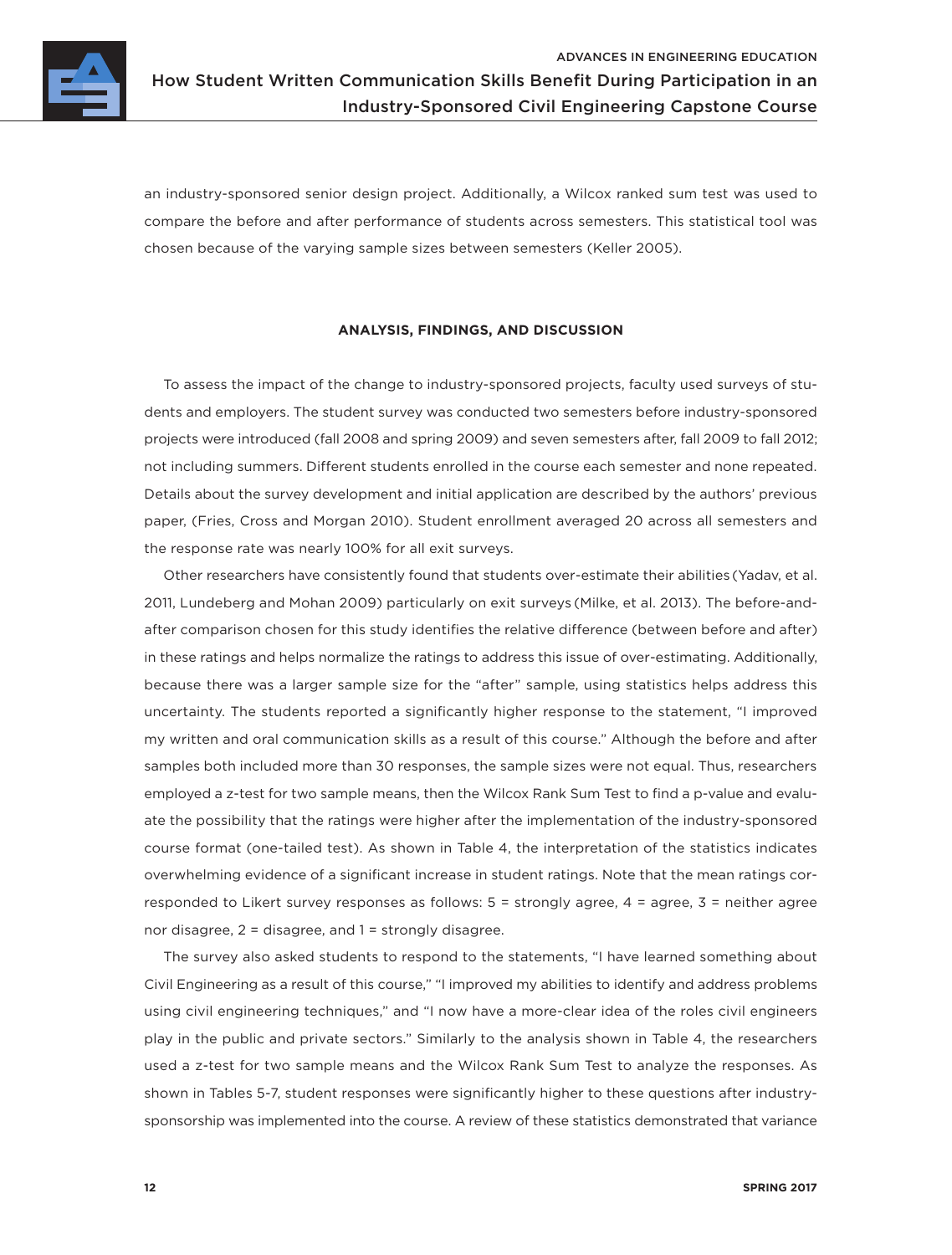an industry-sponsored senior design project. Additionally, a Wilcox ranked sum test was used to compare the before and after performance of students across semesters. This statistical tool was chosen because of the varying sample sizes between semesters (Keller 2005).

## ANALYSIS, FINDINGS, AND DISCUSSION

To assess the impact of the change to industry-sponsored projects, faculty used surveys of students and employers. The student survey was conducted two semesters before industry-sponsored projects were introduced (fall 2008 and spring 2009) and seven semesters after, fall 2009 to fall 2012; not including summers. Different students enrolled in the course each semester and none repeated. Details about the survey development and initial application are described by the authors' previous paper, (Fries, Cross and Morgan 2010). Student enrollment averaged 20 across all semesters and the response rate was nearly 100% for all exit surveys.

Other researchers have consistently found that students over-estimate their abilities (Yadav, et al. 2011, Lundeberg and Mohan 2009) particularly on exit surveys (Milke, et al. 2013). The before-and-after comparison chosen for this study identifies the relative difference (between before and after) in these ratings and helps normalize the ratings to address this issue of over-estimating. Additionally, because there was a larger sample size for the "after" sample, using statistics helps address this uncertainty. The students reported a significantly higher response to the statement, "I improved my written and oral communication skills as a result of this course." Although the before and after samples both included more than 30 responses, the sample sizes were not equal. Thus, researchers employed a z-test for two sample means, then the Wilcox Rank Sum Test to find a p-value and evaluate the possibility that the ratings were higher after the implementation of the industry-sponsored course format (one-tailed test). As shown in Table 4, the interpretation of the statistics indicates overwhelming evidence of a significant increase in student ratings. Note that the mean ratings corresponded to Likert survey responses as follows: 5 = strongly agree, 4 = agree, 3 = neither agree nor disagree, 2 = disagree, and 1 = strongly disagree.

The survey also asked students to respond to the statements, "I have learned something about Civil Engineering as a result of this course," "I improved my abilities to identify and address problems using civil engineering techniques," and "I now have a more-clear idea of the roles civil engineers play in the public and private sectors." Similarly to the analysis shown in Table 4, the researchers used a z-test for two sample means and the Wilcox Rank Sum Test to analyze the responses. As shown in Tables 5-7, student responses were significantly higher to these questions after industry-sponsorship was implemented into the course. A review of these statistics demonstrated that variance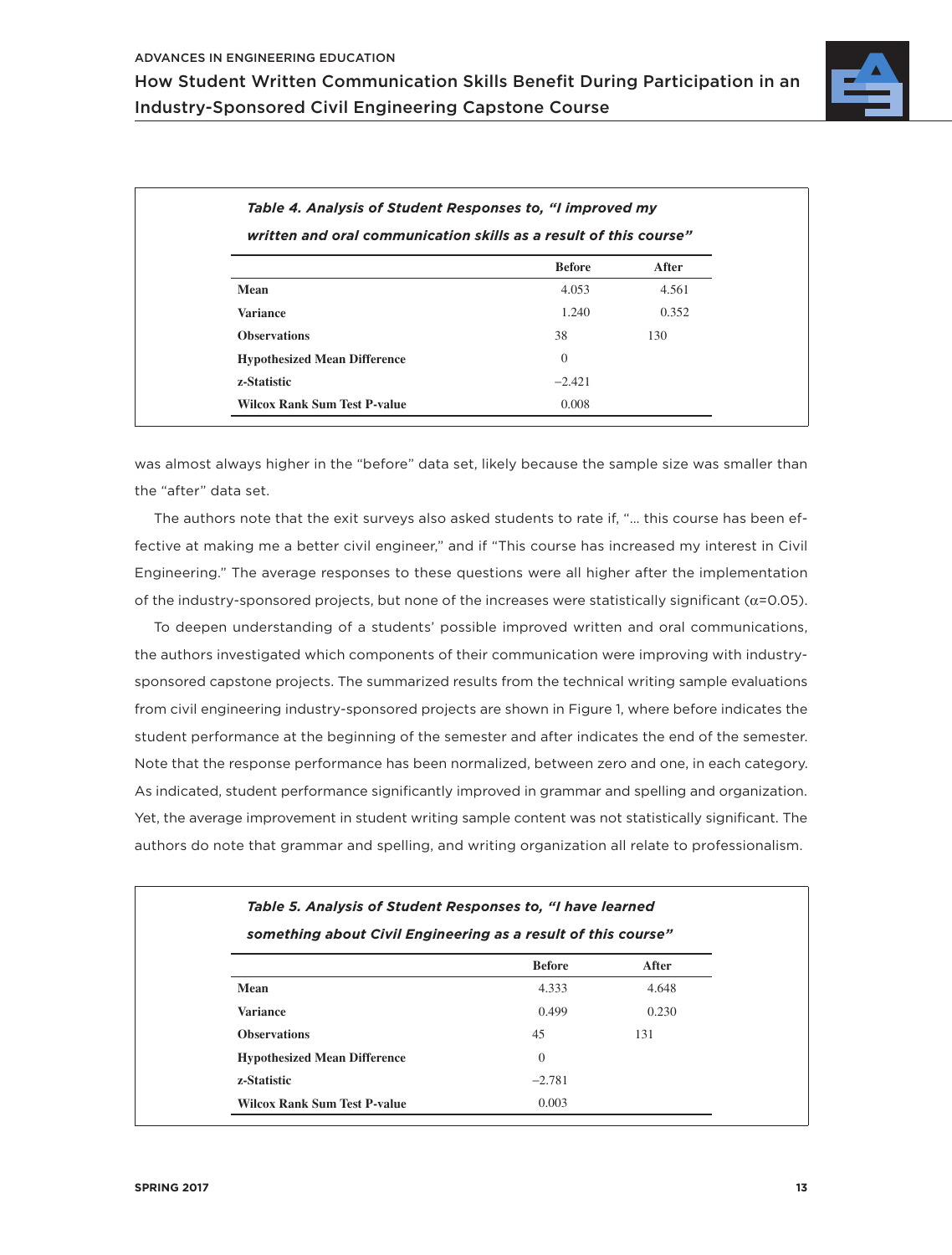*Table 4. Analysis of Student Responses to, "I improved my written and oral communication skills as a result of this course"*

| | Before | After |
|---|---|---|
| **Mean** | 4.053 | 4.561 |
| **Variance** | 1.240 | 0.352 |
| **Observations** | 38 | 130 |
| **Hypothesized Mean Difference** | 0 | |
| **z-Statistic** | −2.421 | |
| **Wilcox Rank Sum Test P-value** | 0.008 | |

was almost always higher in the "before" data set, likely because the sample size was smaller than the "after" data set.

The authors note that the exit surveys also asked students to rate if, "… this course has been effective at making me a better civil engineer," and if "This course has increased my interest in Civil Engineering." The average responses to these questions were all higher after the implementation of the industry-sponsored projects, but none of the increases were statistically significant ($\alpha$=0.05).

To deepen understanding of a students' possible improved written and oral communications, the authors investigated which components of their communication were improving with industry-sponsored capstone projects. The summarized results from the technical writing sample evaluations from civil engineering industry-sponsored projects are shown in Figure 1, where before indicates the student performance at the beginning of the semester and after indicates the end of the semester. Note that the response performance has been normalized, between zero and one, in each category. As indicated, student performance significantly improved in grammar and spelling and organization. Yet, the average improvement in student writing sample content was not statistically significant. The authors do note that grammar and spelling, and writing organization all relate to professionalism.

*Table 5. Analysis of Student Responses to, "I have learned something about Civil Engineering as a result of this course"*

| | Before | After |
|---|---|---|
| **Mean** | 4.333 | 4.648 |
| **Variance** | 0.499 | 0.230 |
| **Observations** | 45 | 131 |
| **Hypothesized Mean Difference** | 0 | |
| **z-Statistic** | −2.781 | |
| **Wilcox Rank Sum Test P-value** | 0.003 | |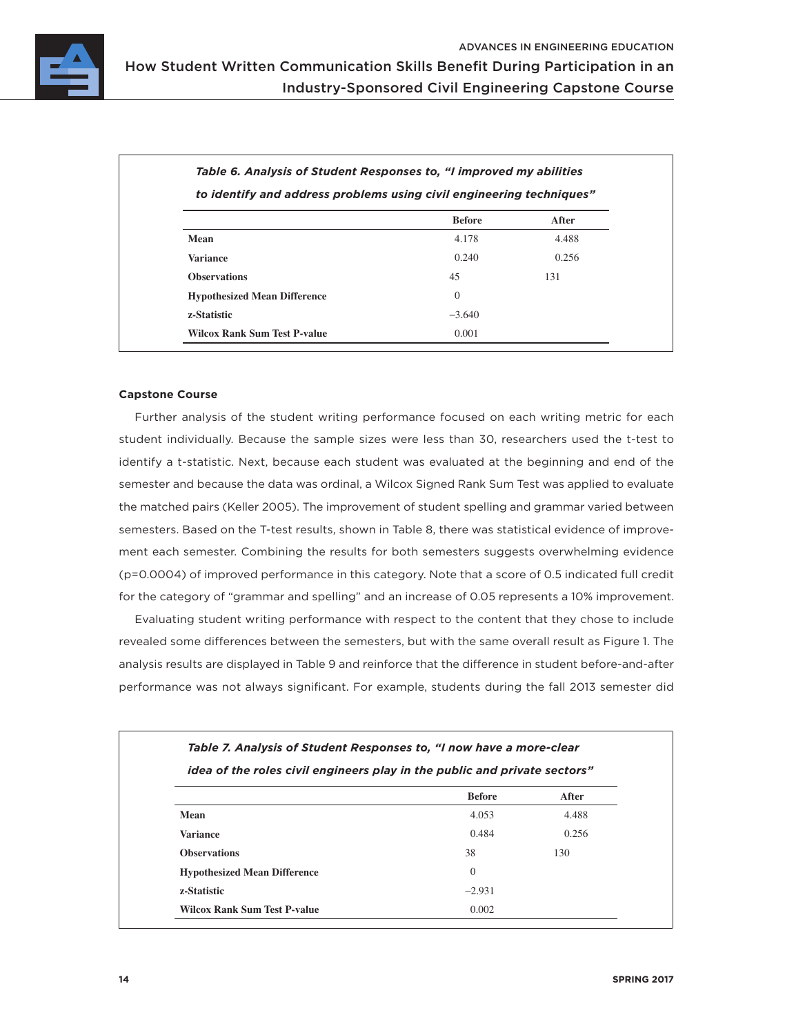*Table 6. Analysis of Student Responses to, "I improved my abilities to identify and address problems using civil engineering techniques"*

| | Before | After |
|---|---|---|
| **Mean** | 4.178 | 4.488 |
| **Variance** | 0.240 | 0.256 |
| **Observations** | 45 | 131 |
| **Hypothesized Mean Difference** | 0 | |
| **z-Statistic** | −3.640 | |
| **Wilcox Rank Sum Test P-value** | 0.001 | |

**Capstone Course**

Further analysis of the student writing performance focused on each writing metric for each student individually. Because the sample sizes were less than 30, researchers used the t-test to identify a t-statistic. Next, because each student was evaluated at the beginning and end of the semester and because the data was ordinal, a Wilcox Signed Rank Sum Test was applied to evaluate the matched pairs (Keller 2005). The improvement of student spelling and grammar varied between semesters. Based on the T-test results, shown in Table 8, there was statistical evidence of improvement each semester. Combining the results for both semesters suggests overwhelming evidence (p=0.0004) of improved performance in this category. Note that a score of 0.5 indicated full credit for the category of "grammar and spelling" and an increase of 0.05 represents a 10% improvement.

Evaluating student writing performance with respect to the content that they chose to include revealed some differences between the semesters, but with the same overall result as Figure 1. The analysis results are displayed in Table 9 and reinforce that the difference in student before-and-after performance was not always significant. For example, students during the fall 2013 semester did

*Table 7. Analysis of Student Responses to, "I now have a more-clear idea of the roles civil engineers play in the public and private sectors"*

| | Before | After |
|---|---|---|
| **Mean** | 4.053 | 4.488 |
| **Variance** | 0.484 | 0.256 |
| **Observations** | 38 | 130 |
| **Hypothesized Mean Difference** | 0 | |
| **z-Statistic** | −2.931 | |
| **Wilcox Rank Sum Test P-value** | 0.002 | |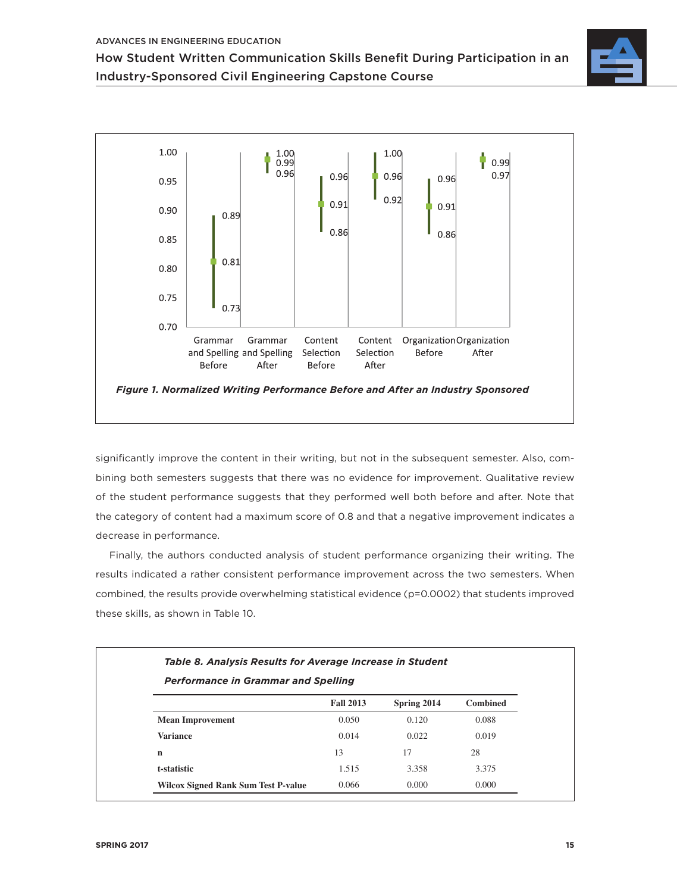Figure 1. Normalized Writing Performance Before and After an Industry Sponsored

significantly improve the content in their writing, but not in the subsequent semester. Also, combining both semesters suggests that there was no evidence for improvement. Qualitative review of the student performance suggests that they performed well both before and after. Note that the category of content had a maximum score of 0.8 and that a negative improvement indicates a decrease in performance.

Finally, the authors conducted analysis of student performance organizing their writing. The results indicated a rather consistent performance improvement across the two semesters. When combined, the results provide overwhelming statistical evidence ($p=0.0002$) that students improved these skills, as shown in Table 10.

*Table 8. Analysis Results for Average Increase in Student Performance in Grammar and Spelling*

| | Fall 2013 | Spring 2014 | Combined |
|---|---|---|---|
| **Mean Improvement** | 0.050 | 0.120 | 0.088 |
| **Variance** | 0.014 | 0.022 | 0.019 |
| **n** | 13 | 17 | 28 |
| **t-statistic** | 1.515 | 3.358 | 3.375 |
| **Wilcox Signed Rank Sum Test P-value** | 0.066 | 0.000 | 0.000 |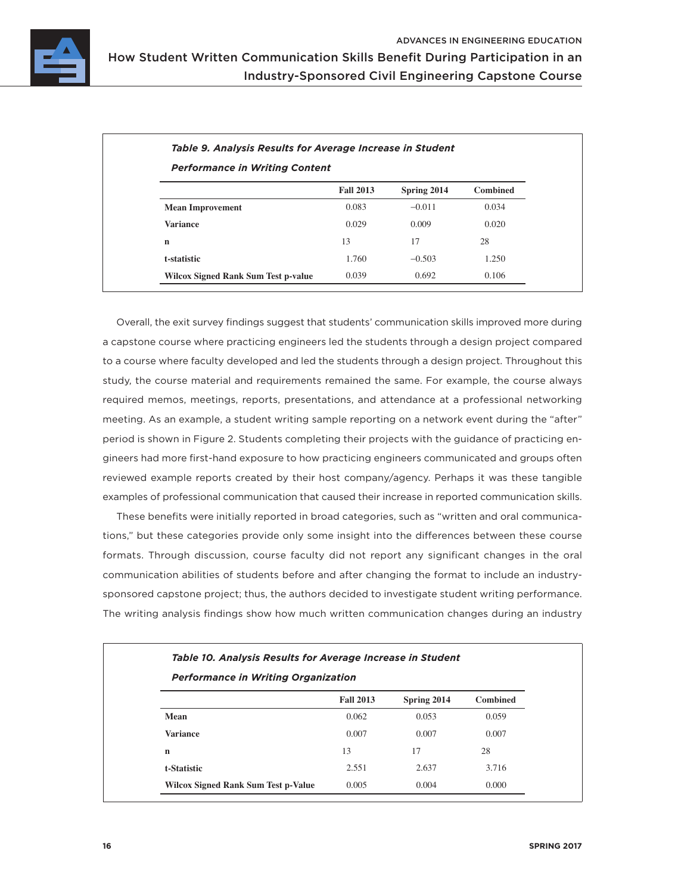*Table 9. Analysis Results for Average Increase in Student Performance in Writing Content*

| | Fall 2013 | Spring 2014 | Combined |
|---|---|---|---|
| **Mean Improvement** | 0.083 | −0.011 | 0.034 |
| **Variance** | 0.029 | 0.009 | 0.020 |
| **n** | 13 | 17 | 28 |
| **t-statistic** | 1.760 | −0.503 | 1.250 |
| **Wilcox Signed Rank Sum Test p-value** | 0.039 | 0.692 | 0.106 |

Overall, the exit survey findings suggest that students' communication skills improved more during a capstone course where practicing engineers led the students through a design project compared to a course where faculty developed and led the students through a design project. Throughout this study, the course material and requirements remained the same. For example, the course always required memos, meetings, reports, presentations, and attendance at a professional networking meeting. As an example, a student writing sample reporting on a network event during the "after" period is shown in Figure 2. Students completing their projects with the guidance of practicing engineers had more first-hand exposure to how practicing engineers communicated and groups often reviewed example reports created by their host company/agency. Perhaps it was these tangible examples of professional communication that caused their increase in reported communication skills.

These benefits were initially reported in broad categories, such as "written and oral communications," but these categories provide only some insight into the differences between these course formats. Through discussion, course faculty did not report any significant changes in the oral communication abilities of students before and after changing the format to include an industry-sponsored capstone project; thus, the authors decided to investigate student writing performance. The writing analysis findings show how much written communication changes during an industry

*Table 10. Analysis Results for Average Increase in Student Performance in Writing Organization*

| | Fall 2013 | Spring 2014 | Combined |
|---|---|---|---|
| **Mean** | 0.062 | 0.053 | 0.059 |
| **Variance** | 0.007 | 0.007 | 0.007 |
| **n** | 13 | 17 | 28 |
| **t-Statistic** | 2.551 | 2.637 | 3.716 |
| **Wilcox Signed Rank Sum Test p-Value** | 0.005 | 0.004 | 0.000 |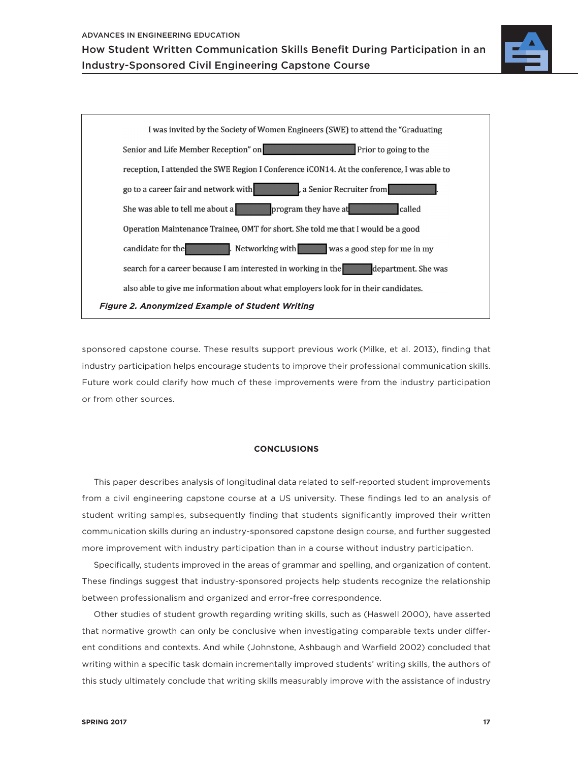I was invited by the Society of Women Engineers (SWE) to attend the "Graduating Senior and Life Member Reception" on [redacted] Prior to going to the reception, I attended the SWE Region I Conference iCON14. At the conference, I was able to go to a career fair and network with [redacted], a Senior Recruiter from [redacted]. She was able to tell me about a [redacted] program they have at [redacted] called Operation Maintenance Trainee, OMT for short. She told me that I would be a good candidate for the [redacted]. Networking with [redacted] was a good step for me in my search for a career because I am interested in working in the [redacted] department. She was also able to give me information about what employers look for in their candidates.

***Figure 2. Anonymized Example of Student Writing***

sponsored capstone course. These results support previous work (Milke, et al. 2013), finding that industry participation helps encourage students to improve their professional communication skills. Future work could clarify how much of these improvements were from the industry participation or from other sources.

## CONCLUSIONS

This paper describes analysis of longitudinal data related to self-reported student improvements from a civil engineering capstone course at a US university. These findings led to an analysis of student writing samples, subsequently finding that students significantly improved their written communication skills during an industry-sponsored capstone design course, and further suggested more improvement with industry participation than in a course without industry participation.

Specifically, students improved in the areas of grammar and spelling, and organization of content. These findings suggest that industry-sponsored projects help students recognize the relationship between professionalism and organized and error-free correspondence.

Other studies of student growth regarding writing skills, such as (Haswell 2000), have asserted that normative growth can only be conclusive when investigating comparable texts under different conditions and contexts. And while (Johnstone, Ashbaugh and Warfield 2002) concluded that writing within a specific task domain incrementally improved students' writing skills, the authors of this study ultimately conclude that writing skills measurably improve with the assistance of industry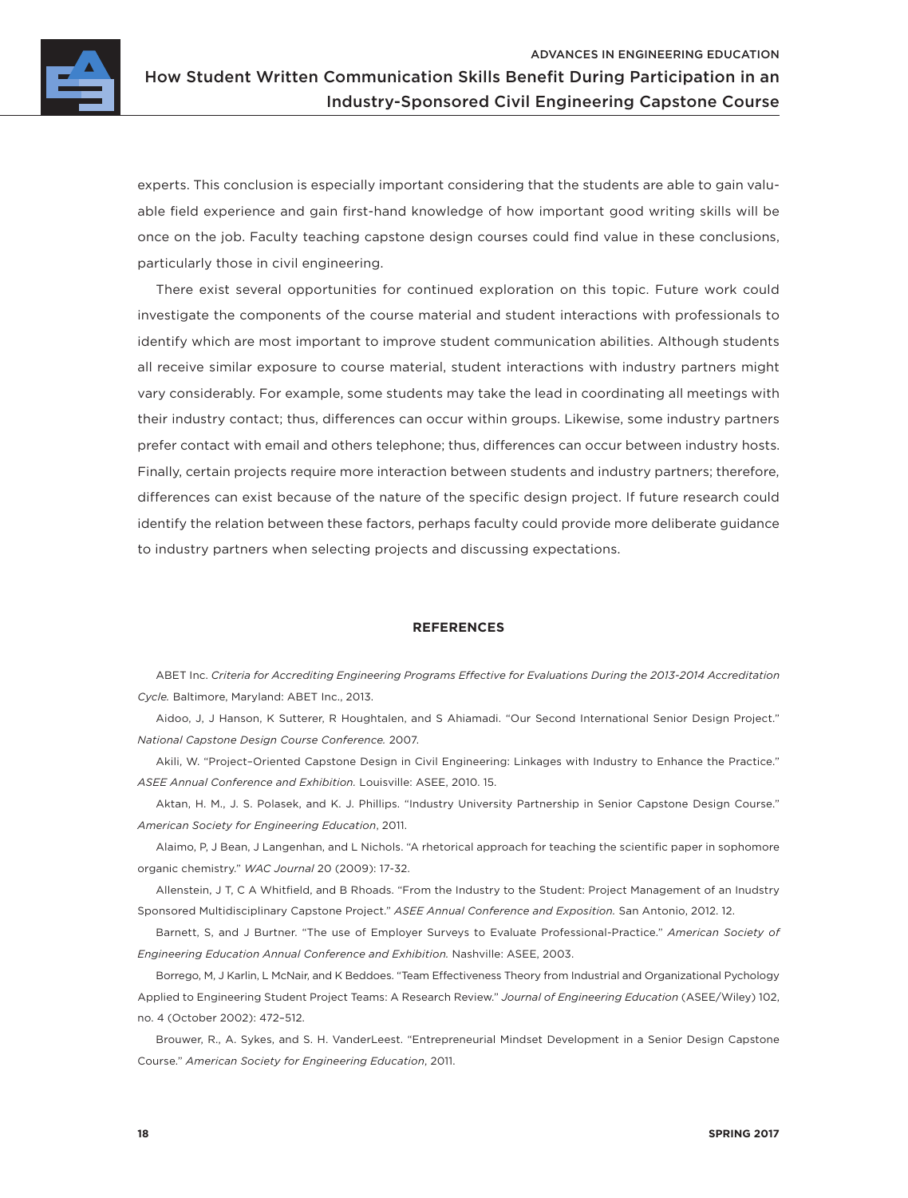experts. This conclusion is especially important considering that the students are able to gain valuable field experience and gain first-hand knowledge of how important good writing skills will be once on the job. Faculty teaching capstone design courses could find value in these conclusions, particularly those in civil engineering.

There exist several opportunities for continued exploration on this topic. Future work could investigate the components of the course material and student interactions with professionals to identify which are most important to improve student communication abilities. Although students all receive similar exposure to course material, student interactions with industry partners might vary considerably. For example, some students may take the lead in coordinating all meetings with their industry contact; thus, differences can occur within groups. Likewise, some industry partners prefer contact with email and others telephone; thus, differences can occur between industry hosts. Finally, certain projects require more interaction between students and industry partners; therefore, differences can exist because of the nature of the specific design project. If future research could identify the relation between these factors, perhaps faculty could provide more deliberate guidance to industry partners when selecting projects and discussing expectations.

## REFERENCES

ABET Inc. *Criteria for Accrediting Engineering Programs Effective for Evaluations During the 2013-2014 Accreditation Cycle.* Baltimore, Maryland: ABET Inc., 2013.

Aidoo, J, J Hanson, K Sutterer, R Houghtalen, and S Ahiamadi. "Our Second International Senior Design Project." *National Capstone Design Course Conference.* 2007.

Akili, W. "Project–Oriented Capstone Design in Civil Engineering: Linkages with Industry to Enhance the Practice." *ASEE Annual Conference and Exhibition.* Louisville: ASEE, 2010. 15.

Aktan, H. M., J. S. Polasek, and K. J. Phillips. "Industry University Partnership in Senior Capstone Design Course." *American Society for Engineering Education*, 2011.

Alaimo, P, J Bean, J Langenhan, and L Nichols. "A rhetorical approach for teaching the scientific paper in sophomore organic chemistry." *WAC Journal* 20 (2009): 17-32.

Allenstein, J T, C A Whitfield, and B Rhoads. "From the Industry to the Student: Project Management of an Inudstry Sponsored Multidisciplinary Capstone Project." *ASEE Annual Conference and Exposition.* San Antonio, 2012. 12.

Barnett, S, and J Burtner. "The use of Employer Surveys to Evaluate Professional-Practice." *American Society of Engineering Education Annual Conference and Exhibition.* Nashville: ASEE, 2003.

Borrego, M, J Karlin, L McNair, and K Beddoes. "Team Effectiveness Theory from Industrial and Organizational Psychology Applied to Engineering Student Project Teams: A Research Review." *Journal of Engineering Education* (ASEE/Wiley) 102, no. 4 (October 2002): 472–512.

Brouwer, R., A. Sykes, and S. H. VanderLeest. "Entrepreneurial Mindset Development in a Senior Design Capstone Course." *American Society for Engineering Education*, 2011.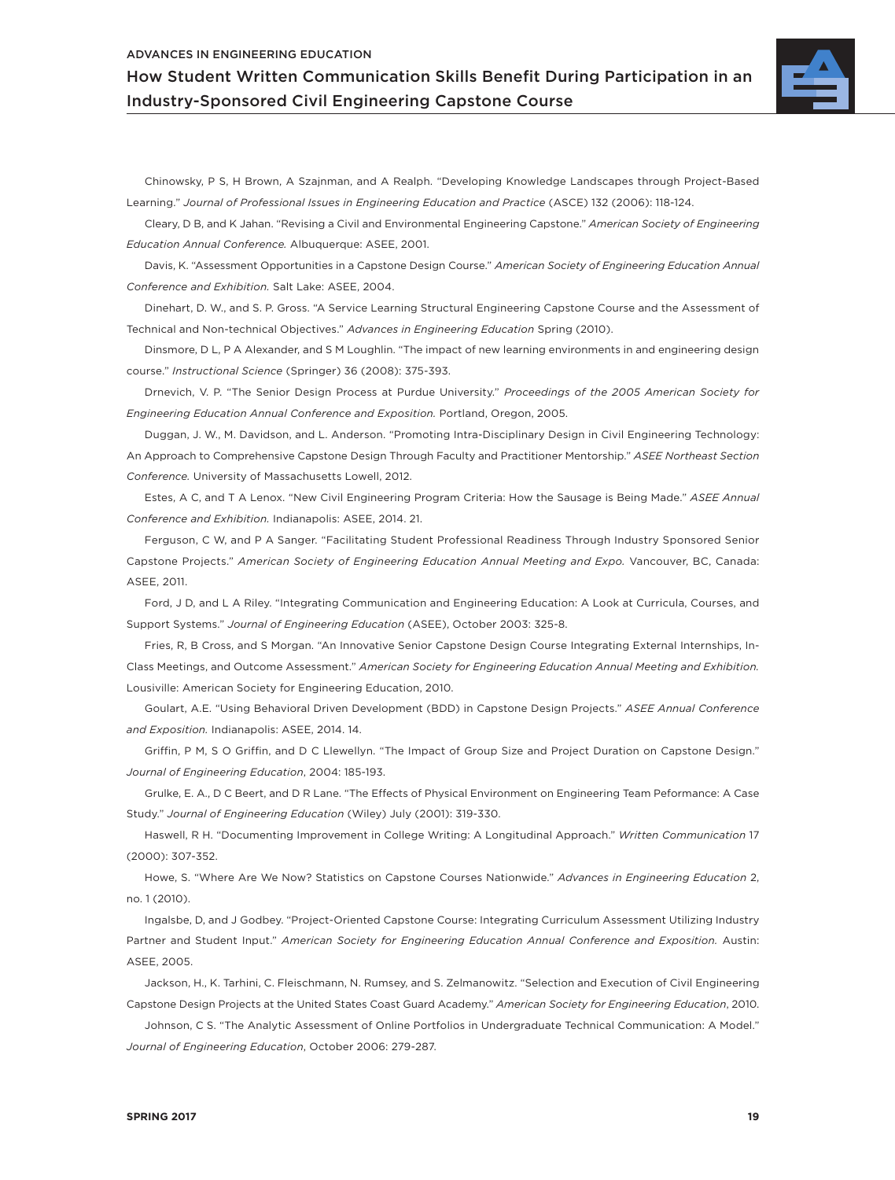Chinowsky, P S, H Brown, A Szajnman, and A Realph. "Developing Knowledge Landscapes through Project-Based Learning." *Journal of Professional Issues in Engineering Education and Practice* (ASCE) 132 (2006): 118-124.

Cleary, D B, and K Jahan. "Revising a Civil and Environmental Engineering Capstone." *American Society of Engineering Education Annual Conference.* Albuquerque: ASEE, 2001.

Davis, K. "Assessment Opportunities in a Capstone Design Course." *American Society of Engineering Education Annual Conference and Exhibition.* Salt Lake: ASEE, 2004.

Dinehart, D. W., and S. P. Gross. "A Service Learning Structural Engineering Capstone Course and the Assessment of Technical and Non-technical Objectives." *Advances in Engineering Education* Spring (2010).

Dinsmore, D L, P A Alexander, and S M Loughlin. "The impact of new learning environments in and engineering design course." *Instructional Science* (Springer) 36 (2008): 375-393.

Drnevich, V. P. "The Senior Design Process at Purdue University." *Proceedings of the 2005 American Society for Engineering Education Annual Conference and Exposition.* Portland, Oregon, 2005.

Duggan, J. W., M. Davidson, and L. Anderson. "Promoting Intra-Disciplinary Design in Civil Engineering Technology: An Approach to Comprehensive Capstone Design Through Faculty and Practitioner Mentorship." *ASEE Northeast Section Conference.* University of Massachusetts Lowell, 2012.

Estes, A C, and T A Lenox. "New Civil Engineering Program Criteria: How the Sausage is Being Made." *ASEE Annual Conference and Exhibition.* Indianapolis: ASEE, 2014. 21.

Ferguson, C W, and P A Sanger. "Facilitating Student Professional Readiness Through Industry Sponsored Senior Capstone Projects." *American Society of Engineering Education Annual Meeting and Expo.* Vancouver, BC, Canada: ASEE, 2011.

Ford, J D, and L A Riley. "Integrating Communication and Engineering Education: A Look at Curricula, Courses, and Support Systems." *Journal of Engineering Education* (ASEE), October 2003: 325-8.

Fries, R, B Cross, and S Morgan. "An Innovative Senior Capstone Design Course Integrating External Internships, In-Class Meetings, and Outcome Assessment." *American Society for Engineering Education Annual Meeting and Exhibition.* Lousiville: American Society for Engineering Education, 2010.

Goulart, A.E. "Using Behavioral Driven Development (BDD) in Capstone Design Projects." *ASEE Annual Conference and Exposition.* Indianapolis: ASEE, 2014. 14.

Griffin, P M, S O Griffin, and D C Llewellyn. "The Impact of Group Size and Project Duration on Capstone Design." *Journal of Engineering Education*, 2004: 185-193.

Grulke, E. A., D C Beert, and D R Lane. "The Effects of Physical Environment on Engineering Team Peformance: A Case Study." *Journal of Engineering Education* (Wiley) July (2001): 319-330.

Haswell, R H. "Documenting Improvement in College Writing: A Longitudinal Approach." *Written Communication* 17 (2000): 307-352.

Howe, S. "Where Are We Now? Statistics on Capstone Courses Nationwide." *Advances in Engineering Education* 2, no. 1 (2010).

Ingalsbe, D, and J Godbey. "Project-Oriented Capstone Course: Integrating Curriculum Assessment Utilizing Industry Partner and Student Input." *American Society for Engineering Education Annual Conference and Exposition.* Austin: ASEE, 2005.

Jackson, H., K. Tarhini, C. Fleischmann, N. Rumsey, and S. Zelmanowitz. "Selection and Execution of Civil Engineering Capstone Design Projects at the United States Coast Guard Academy." *American Society for Engineering Education*, 2010.

Johnson, C S. "The Analytic Assessment of Online Portfolios in Undergraduate Technical Communication: A Model." *Journal of Engineering Education*, October 2006: 279-287.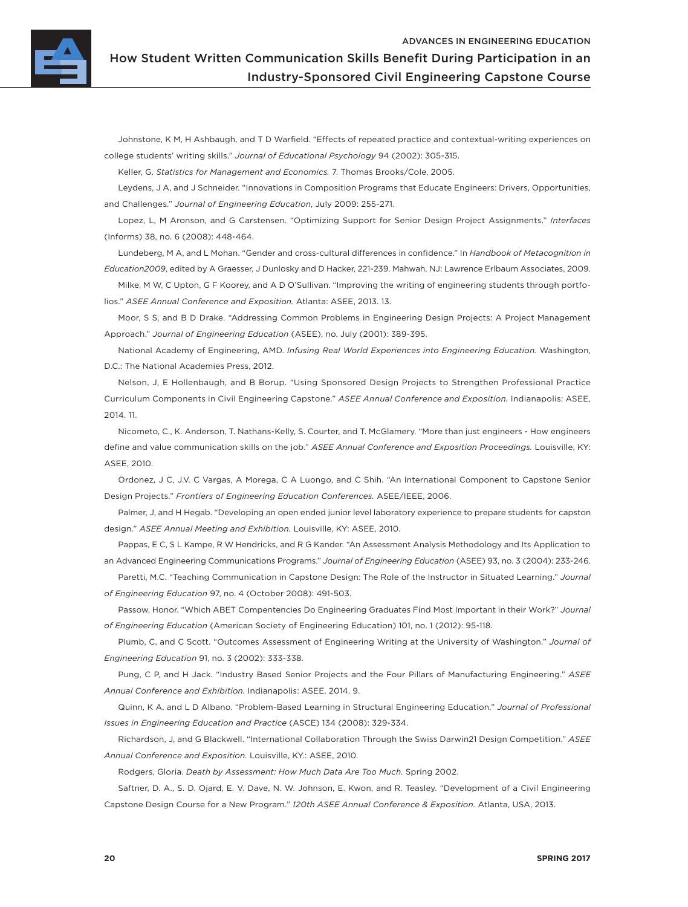Johnstone, K M, H Ashbaugh, and T D Warfield. "Effects of repeated practice and contextual-writing experiences on college students' writing skills." *Journal of Educational Psychology* 94 (2002): 305-315.

Keller, G. *Statistics for Management and Economics.* 7. Thomas Brooks/Cole, 2005.

Leydens, J A, and J Schneider. "Innovations in Composition Programs that Educate Engineers: Drivers, Opportunities, and Challenges." *Journal of Engineering Education*, July 2009: 255-271.

Lopez, L, M Aronson, and G Carstensen. "Optimizing Support for Senior Design Project Assignments." *Interfaces* (Informs) 38, no. 6 (2008): 448-464.

Lundeberg, M A, and L Mohan. "Gender and cross-cultural differences in confidence." In *Handbook of Metacognition in Education2009*, edited by A Graesser, J Dunlosky and D Hacker, 221-239. Mahwah, NJ: Lawrence Erlbaum Associates, 2009.

Milke, M W, C Upton, G F Koorey, and A D O'Sullivan. "Improving the writing of engineering students through portfolios." *ASEE Annual Conference and Exposition.* Atlanta: ASEE, 2013. 13.

Moor, S S, and B D Drake. "Addressing Common Problems in Engineering Design Projects: A Project Management Approach." *Journal of Engineering Education* (ASEE), no. July (2001): 389-395.

National Academy of Engineering, AMD. *Infusing Real World Experiences into Engineering Education.* Washington, D.C.: The National Academies Press, 2012.

Nelson, J, E Hollenbaugh, and B Borup. "Using Sponsored Design Projects to Strengthen Professional Practice Curriculum Components in Civil Engineering Capstone." *ASEE Annual Conference and Exposition.* Indianapolis: ASEE, 2014. 11.

Nicometo, C., K. Anderson, T. Nathans-Kelly, S. Courter, and T. McGlamery. "More than just engineers - How engineers define and value communication skills on the job." *ASEE Annual Conference and Exposition Proceedings.* Louisville, KY: ASEE, 2010.

Ordonez, J C, J.V. C Vargas, A Morega, C A Luongo, and C Shih. "An International Component to Capstone Senior Design Projects." *Frontiers of Engineering Education Conferences.* ASEE/IEEE, 2006.

Palmer, J, and H Hegab. "Developing an open ended junior level laboratory experience to prepare students for capston design." *ASEE Annual Meeting and Exhibition.* Louisville, KY: ASEE, 2010.

Pappas, E C, S L Kampe, R W Hendricks, and R G Kander. "An Assessment Analysis Methodology and Its Application to an Advanced Engineering Communications Programs." *Journal of Engineering Education* (ASEE) 93, no. 3 (2004): 233-246.

Paretti, M.C. "Teaching Communication in Capstone Design: The Role of the Instructor in Situated Learning." *Journal of Engineering Education* 97, no. 4 (October 2008): 491-503.

Passow, Honor. "Which ABET Compentencies Do Engineering Graduates Find Most Important in their Work?" *Journal of Engineering Education* (American Society of Engineering Education) 101, no. 1 (2012): 95-118.

Plumb, C, and C Scott. "Outcomes Assessment of Engineering Writing at the University of Washington." *Journal of Engineering Education* 91, no. 3 (2002): 333-338.

Pung, C P, and H Jack. "Industry Based Senior Projects and the Four Pillars of Manufacturing Engineering." *ASEE Annual Conference and Exhibition.* Indianapolis: ASEE, 2014. 9.

Quinn, K A, and L D Albano. "Problem-Based Learning in Structural Engineering Education." *Journal of Professional Issues in Engineering Education and Practice* (ASCE) 134 (2008): 329-334.

Richardson, J, and G Blackwell. "International Collaboration Through the Swiss Darwin21 Design Competition." *ASEE Annual Conference and Exposition.* Louisville, KY.: ASEE, 2010.

Rodgers, Gloria. *Death by Assessment: How Much Data Are Too Much.* Spring 2002.

Saftner, D. A., S. D. Ojard, E. V. Dave, N. W. Johnson, E. Kwon, and R. Teasley. "Development of a Civil Engineering Capstone Design Course for a New Program." *120th ASEE Annual Conference & Exposition.* Atlanta, USA, 2013.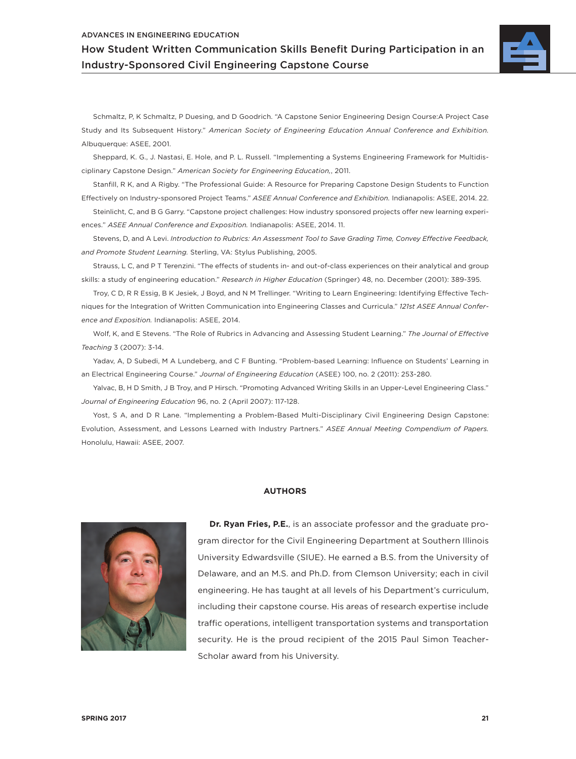Schmaltz, P, K Schmaltz, P Duesing, and D Goodrich. "A Capstone Senior Engineering Design Course:A Project Case Study and Its Subsequent History." *American Society of Engineering Education Annual Conference and Exhibition.* Albuquerque: ASEE, 2001.

Sheppard, K. G., J. Nastasi, E. Hole, and P. L. Russell. "Implementing a Systems Engineering Framework for Multidisciplinary Capstone Design." *American Society for Engineering Education,*, 2011.

Stanfill, R K, and A Rigby. "The Professional Guide: A Resource for Preparing Capstone Design Students to Function Effectively on Industry-sponsored Project Teams." *ASEE Annual Conference and Exhibition.* Indianapolis: ASEE, 2014. 22.

Steinlicht, C, and B G Garry. "Capstone project challenges: How industry sponsored projects offer new learning experiences." *ASEE Annual Conference and Exposition.* Indianapolis: ASEE, 2014. 11.

Stevens, D, and A Levi. *Introduction to Rubrics: An Assessment Tool to Save Grading Time, Convey Effective Feedback, and Promote Student Learning.* Sterling, VA: Stylus Publishing, 2005.

Strauss, L C, and P T Terenzini. "The effects of students in- and out-of-class experiences on their analytical and group skills: a study of engineering education." *Research in Higher Education* (Springer) 48, no. December (2001): 389-395.

Troy, C D, R R Essig, B K Jesiek, J Boyd, and N M Trellinger. "Writing to Learn Engineering: Identifying Effective Techniques for the Integration of Written Communication into Engineering Classes and Curricula." *121st ASEE Annual Conference and Exposition.* Indianapolis: ASEE, 2014.

Wolf, K, and E Stevens. "The Role of Rubrics in Advancing and Assessing Student Learning." *The Journal of Effective Teaching* 3 (2007): 3-14.

Yadav, A, D Subedi, M A Lundeberg, and C F Bunting. "Problem-based Learning: Influence on Students' Learning in an Electrical Engineering Course." *Journal of Engineering Education* (ASEE) 100, no. 2 (2011): 253-280.

Yalvac, B, H D Smith, J B Troy, and P Hirsch. "Promoting Advanced Writing Skills in an Upper-Level Engineering Class." *Journal of Engineering Education* 96, no. 2 (April 2007): 117-128.

Yost, S A, and D R Lane. "Implementing a Problem-Based Multi-Disciplinary Civil Engineering Design Capstone: Evolution, Assessment, and Lessons Learned with Industry Partners." *ASEE Annual Meeting Compendium of Papers.* Honolulu, Hawaii: ASEE, 2007.

## AUTHORS

**Dr. Ryan Fries, P.E.**, is an associate professor and the graduate program director for the Civil Engineering Department at Southern Illinois University Edwardsville (SIUE). He earned a B.S. from the University of Delaware, and an M.S. and Ph.D. from Clemson University; each in civil engineering. He has taught at all levels of his Department's curriculum, including their capstone course. His areas of research expertise include traffic operations, intelligent transportation systems and transportation security. He is the proud recipient of the 2015 Paul Simon Teacher-Scholar award from his University.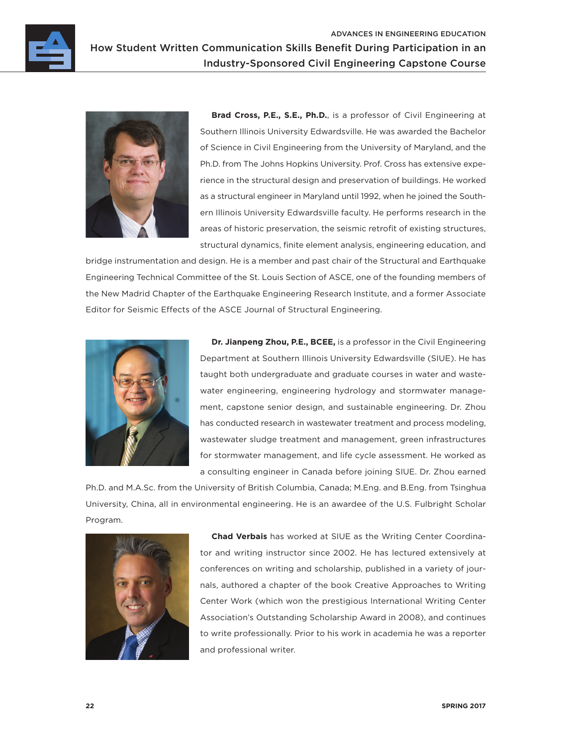**Brad Cross, P.E., S.E., Ph.D.**, is a professor of Civil Engineering at Southern Illinois University Edwardsville. He was awarded the Bachelor of Science in Civil Engineering from the University of Maryland, and the Ph.D. from The Johns Hopkins University. Prof. Cross has extensive experience in the structural design and preservation of buildings. He worked as a structural engineer in Maryland until 1992, when he joined the Southern Illinois University Edwardsville faculty. He performs research in the areas of historic preservation, the seismic retrofit of existing structures, structural dynamics, finite element analysis, engineering education, and bridge instrumentation and design. He is a member and past chair of the Structural and Earthquake Engineering Technical Committee of the St. Louis Section of ASCE, one of the founding members of the New Madrid Chapter of the Earthquake Engineering Research Institute, and a former Associate Editor for Seismic Effects of the ASCE Journal of Structural Engineering.

**Dr. Jianpeng Zhou, P.E., BCEE,** is a professor in the Civil Engineering Department at Southern Illinois University Edwardsville (SIUE). He has taught both undergraduate and graduate courses in water and wastewater engineering, engineering hydrology and stormwater management, capstone senior design, and sustainable engineering. Dr. Zhou has conducted research in wastewater treatment and process modeling, wastewater sludge treatment and management, green infrastructures for stormwater management, and life cycle assessment. He worked as a consulting engineer in Canada before joining SIUE. Dr. Zhou earned Ph.D. and M.A.Sc. from the University of British Columbia, Canada; M.Eng. and B.Eng. from Tsinghua University, China, all in environmental engineering. He is an awardee of the U.S. Fulbright Scholar Program.

**Chad Verbais** has worked at SIUE as the Writing Center Coordinator and writing instructor since 2002. He has lectured extensively at conferences on writing and scholarship, published in a variety of journals, authored a chapter of the book Creative Approaches to Writing Center Work (which won the prestigious International Writing Center Association's Outstanding Scholarship Award in 2008), and continues to write professionally. Prior to his work in academia he was a reporter and professional writer.